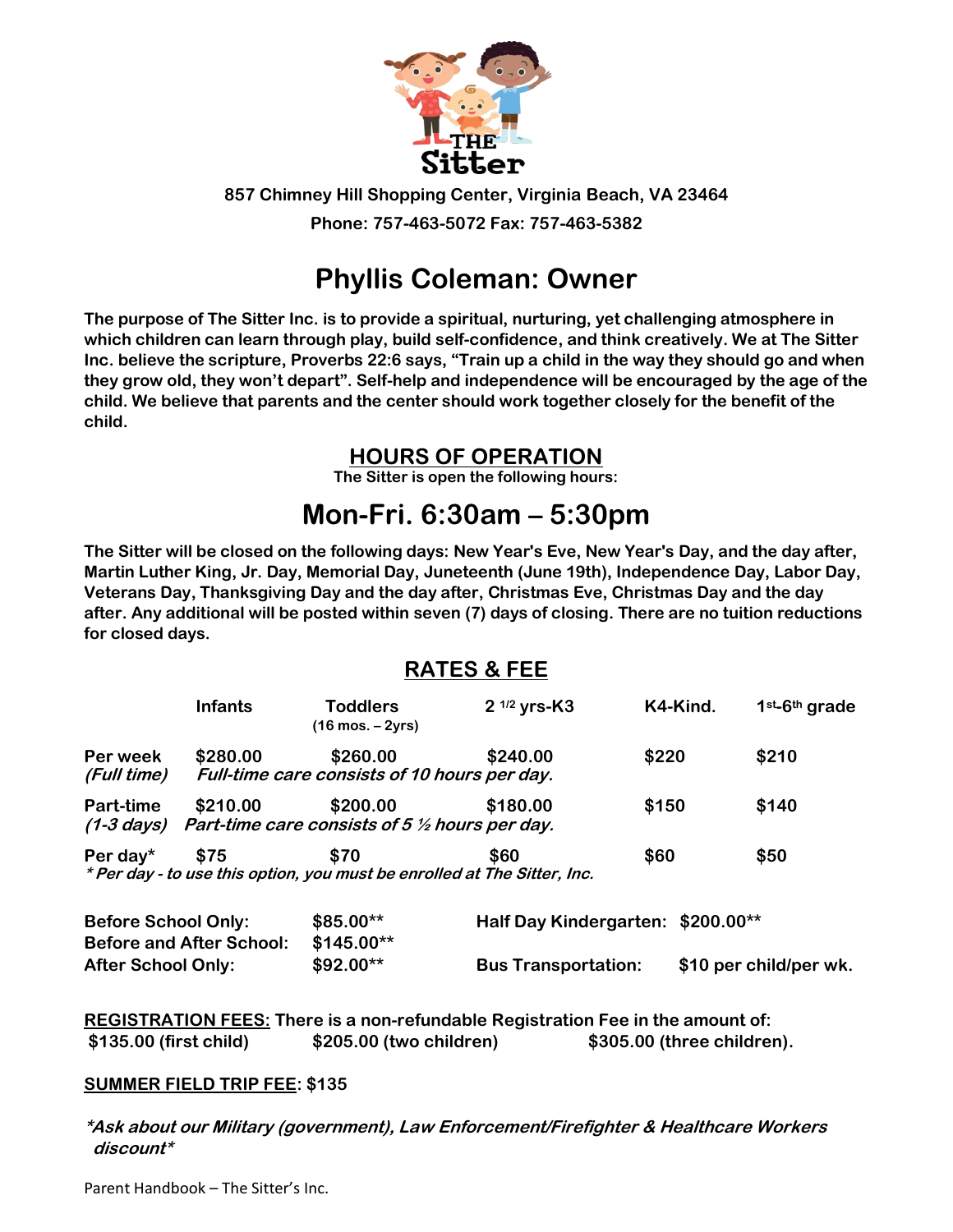**THE Sitter**

**857 Chimney Hill Shopping Center, Virginia Beach, VA 23464**

**Phone: 757-463-5072 Fax: 757-463-5382**

# Phyllis Coleman: Owner

**The purpose of The Sitter Inc. is to provide a spiritual, nurturing, yet challenging atmosphere in which children can learn through play, build self-confidence, and think creatively. We at The Sitter Inc. believe the scripture, Proverbs 22:6 says, "Train up a child in the way they should go and when they grow old, they won't depart". Self-help and independence will be encouraged by the age of the child. We believe that parents and the center should work together closely for the benefit of the child.**

## HOURS OF OPERATION

**The Sitter is open the following hours:**

# Mon-Fri. 6:30am – 5:30pm

**The Sitter will be closed on the following days: New Year's Eve, New Year's Day, and the day after, Martin Luther King, Jr. Day, Memorial Day, Juneteenth (June 19th), Independence Day, Labor Day, Veterans Day, Thanksgiving Day and the day after, Christmas Eve, Christmas Day and the day after. Any additional will be posted within seven (7) days of closing. There are no tuition reductions for closed days.**

## RATES & FEE

| | Infants | Toddlers (16 mos. – 2yrs) | 2 1/2 yrs-K3 | K4-Kind. | 1st-6th grade |
|---|---|---|---|---|---|
| Per week *(Full time)* | $280.00 | $260.00 | $240.00 | $220 | $210 |
| Part-time *(1-3 days)* | $210.00 | $200.00 | $180.00 | $150 | $140 |
| Per day* | $75 | $70 | $60 | $60 | $50 |

***Full-time care consists of 10 hours per day.***

***Part-time care consists of 5 ½ hours per day.***

***\* Per day - to use this option, you must be enrolled at The Sitter, Inc.***

| | | | |
|---|---|---|---|
| **Before School Only:** | **$85.00\*\*** | **Half Day Kindergarten:** | **$200.00\*\*** |
| **Before and After School:** | **$145.00\*\*** | | |
| **After School Only:** | **$92.00\*\*** | **Bus Transportation:** | **$10 per child/per wk.** |

**REGISTRATION FEES: There is a non-refundable Registration Fee in the amount of:**
**$135.00 (first child) $205.00 (two children) $305.00 (three children).**

**SUMMER FIELD TRIP FEE: $135**

***\*Ask about our Military (government), Law Enforcement/Firefighter & Healthcare Workers discount\****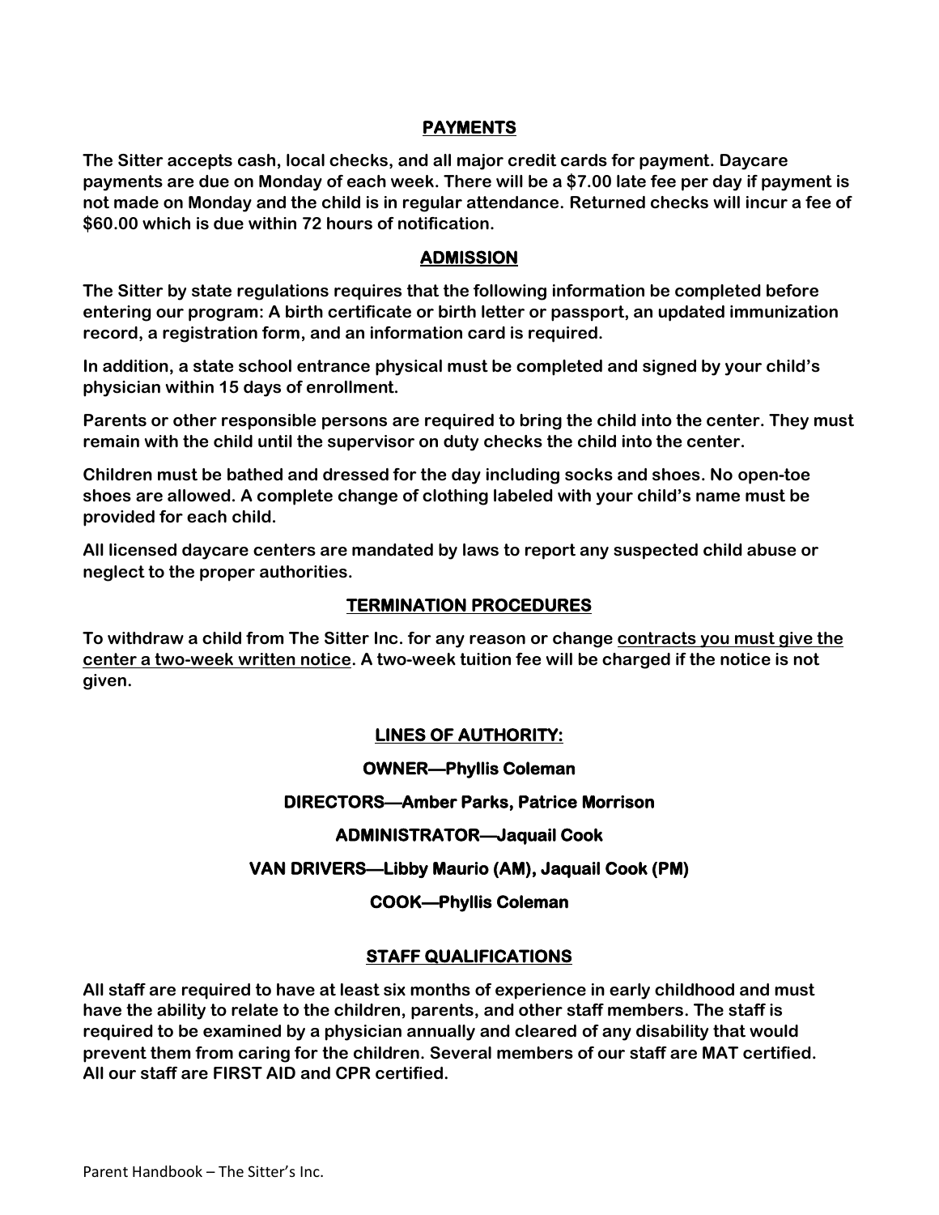## PAYMENTS

**The Sitter accepts cash, local checks, and all major credit cards for payment. Daycare payments are due on Monday of each week. There will be a $7.00 late fee per day if payment is not made on Monday and the child is in regular attendance. Returned checks will incur a fee of $60.00 which is due within 72 hours of notification.**

## ADMISSION

**The Sitter by state regulations requires that the following information be completed before entering our program: A birth certificate or birth letter or passport, an updated immunization record, a registration form, and an information card is required.**

**In addition, a state school entrance physical must be completed and signed by your child's physician within 15 days of enrollment.**

**Parents or other responsible persons are required to bring the child into the center. They must remain with the child until the supervisor on duty checks the child into the center.**

**Children must be bathed and dressed for the day including socks and shoes. No open-toe shoes are allowed. A complete change of clothing labeled with your child's name must be provided for each child.**

**All licensed daycare centers are mandated by laws to report any suspected child abuse or neglect to the proper authorities.**

## TERMINATION PROCEDURES

**To withdraw a child from The Sitter Inc. for any reason or change <u>contracts you must give the center a two-week written notice</u>. A two-week tuition fee will be charged if the notice is not given.**

## LINES OF AUTHORITY:

**OWNER—Phyllis Coleman**

**DIRECTORS—Amber Parks, Patrice Morrison**

**ADMINISTRATOR—Jaquail Cook**

**VAN DRIVERS—Libby Maurio (AM), Jaquail Cook (PM)**

**COOK—Phyllis Coleman**

## STAFF QUALIFICATIONS

**All staff are required to have at least six months of experience in early childhood and must have the ability to relate to the children, parents, and other staff members. The staff is required to be examined by a physician annually and cleared of any disability that would prevent them from caring for the children. Several members of our staff are MAT certified. All our staff are FIRST AID and CPR certified.**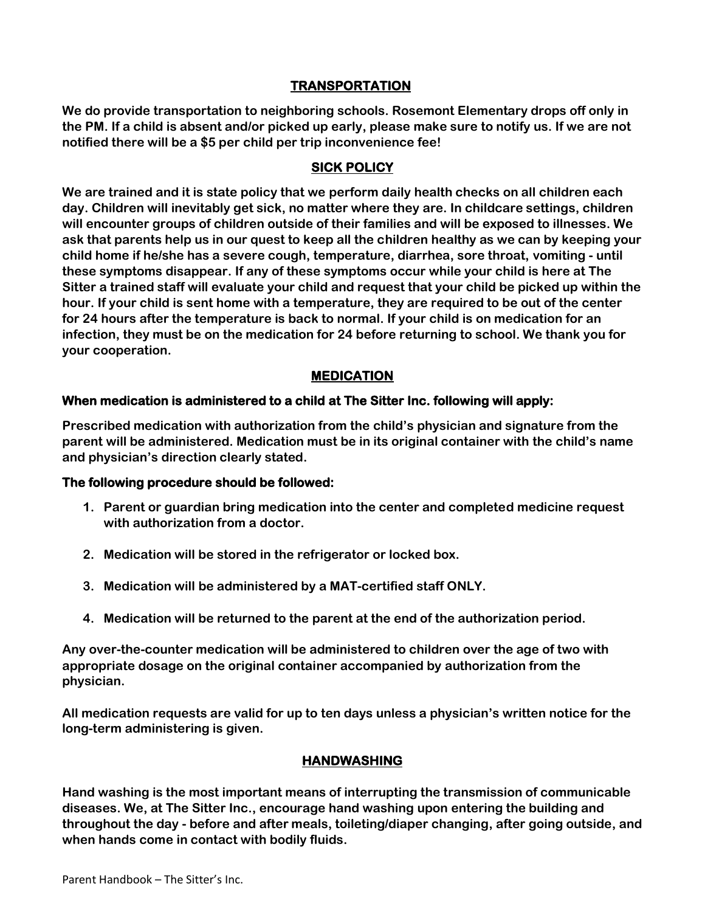## TRANSPORTATION

**We do provide transportation to neighboring schools. Rosemont Elementary drops off only in the PM. If a child is absent and/or picked up early, please make sure to notify us. If we are not notified there will be a $5 per child per trip inconvenience fee!**

## SICK POLICY

**We are trained and it is state policy that we perform daily health checks on all children each day. Children will inevitably get sick, no matter where they are. In childcare settings, children will encounter groups of children outside of their families and will be exposed to illnesses. We ask that parents help us in our quest to keep all the children healthy as we can by keeping your child home if he/she has a severe cough, temperature, diarrhea, sore throat, vomiting - until these symptoms disappear. If any of these symptoms occur while your child is here at The Sitter a trained staff will evaluate your child and request that your child be picked up within the hour. If your child is sent home with a temperature, they are required to be out of the center for 24 hours after the temperature is back to normal. If your child is on medication for an infection, they must be on the medication for 24 before returning to school. We thank you for your cooperation.**

## MEDICATION

**When medication is administered to a child at The Sitter Inc. following will apply:**

**Prescribed medication with authorization from the child's physician and signature from the parent will be administered. Medication must be in its original container with the child's name and physician's direction clearly stated.**

**The following procedure should be followed:**

1. **Parent or guardian bring medication into the center and completed medicine request with authorization from a doctor.**
2. **Medication will be stored in the refrigerator or locked box.**
3. **Medication will be administered by a MAT-certified staff ONLY.**
4. **Medication will be returned to the parent at the end of the authorization period.**

**Any over-the-counter medication will be administered to children over the age of two with appropriate dosage on the original container accompanied by authorization from the physician.**

**All medication requests are valid for up to ten days unless a physician's written notice for the long-term administering is given.**

## HANDWASHING

**Hand washing is the most important means of interrupting the transmission of communicable diseases. We, at The Sitter Inc., encourage hand washing upon entering the building and throughout the day - before and after meals, toileting/diaper changing, after going outside, and when hands come in contact with bodily fluids.**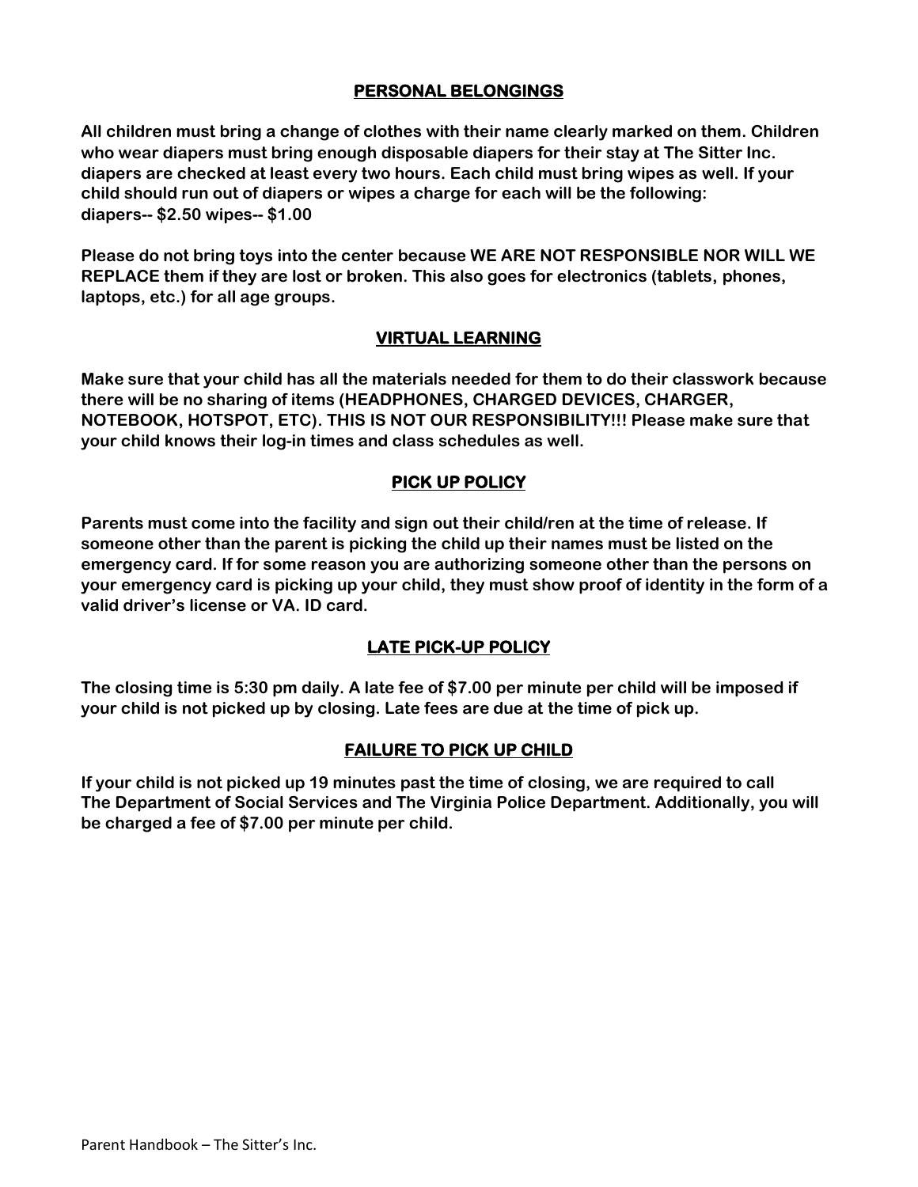## PERSONAL BELONGINGS

**All children must bring a change of clothes with their name clearly marked on them. Children who wear diapers must bring enough disposable diapers for their stay at The Sitter Inc. diapers are checked at least every two hours. Each child must bring wipes as well. If your child should run out of diapers or wipes a charge for each will be the following: diapers-- $2.50 wipes-- $1.00**

**Please do not bring toys into the center because WE ARE NOT RESPONSIBLE NOR WILL WE REPLACE them if they are lost or broken. This also goes for electronics (tablets, phones, laptops, etc.) for all age groups.**

## VIRTUAL LEARNING

**Make sure that your child has all the materials needed for them to do their classwork because there will be no sharing of items (HEADPHONES, CHARGED DEVICES, CHARGER, NOTEBOOK, HOTSPOT, ETC). THIS IS NOT OUR RESPONSIBILITY!!! Please make sure that your child knows their log-in times and class schedules as well.**

## PICK UP POLICY

**Parents must come into the facility and sign out their child/ren at the time of release. If someone other than the parent is picking the child up their names must be listed on the emergency card. If for some reason you are authorizing someone other than the persons on your emergency card is picking up your child, they must show proof of identity in the form of a valid driver's license or VA. ID card.**

## LATE PICK-UP POLICY

**The closing time is 5:30 pm daily. A late fee of $7.00 per minute per child will be imposed if your child is not picked up by closing. Late fees are due at the time of pick up.**

## FAILURE TO PICK UP CHILD

**If your child is not picked up 19 minutes past the time of closing, we are required to call The Department of Social Services and The Virginia Police Department. Additionally, you will be charged a fee of $7.00 per minute per child.**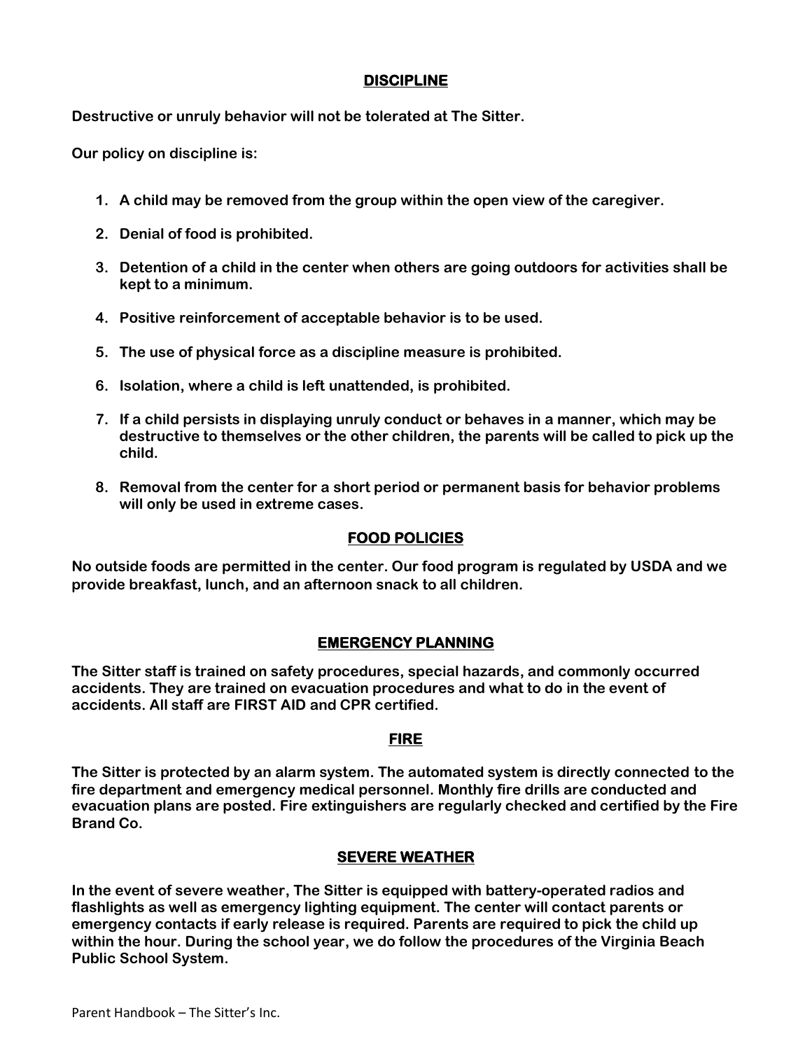## DISCIPLINE

Destructive or unruly behavior will not be tolerated at The Sitter.

Our policy on discipline is:

1. A child may be removed from the group within the open view of the caregiver.

2. Denial of food is prohibited.

3. Detention of a child in the center when others are going outdoors for activities shall be kept to a minimum.

4. Positive reinforcement of acceptable behavior is to be used.

5. The use of physical force as a discipline measure is prohibited.

6. Isolation, where a child is left unattended, is prohibited.

7. If a child persists in displaying unruly conduct or behaves in a manner, which may be destructive to themselves or the other children, the parents will be called to pick up the child.

8. Removal from the center for a short period or permanent basis for behavior problems will only be used in extreme cases.

## FOOD POLICIES

No outside foods are permitted in the center. Our food program is regulated by USDA and we provide breakfast, lunch, and an afternoon snack to all children.

## EMERGENCY PLANNING

The Sitter staff is trained on safety procedures, special hazards, and commonly occurred accidents. They are trained on evacuation procedures and what to do in the event of accidents. All staff are FIRST AID and CPR certified.

## FIRE

The Sitter is protected by an alarm system. The automated system is directly connected to the fire department and emergency medical personnel. Monthly fire drills are conducted and evacuation plans are posted. Fire extinguishers are regularly checked and certified by the Fire Brand Co.

## SEVERE WEATHER

In the event of severe weather, The Sitter is equipped with battery-operated radios and flashlights as well as emergency lighting equipment. The center will contact parents or emergency contacts if early release is required. Parents are required to pick the child up within the hour. During the school year, we do follow the procedures of the Virginia Beach Public School System.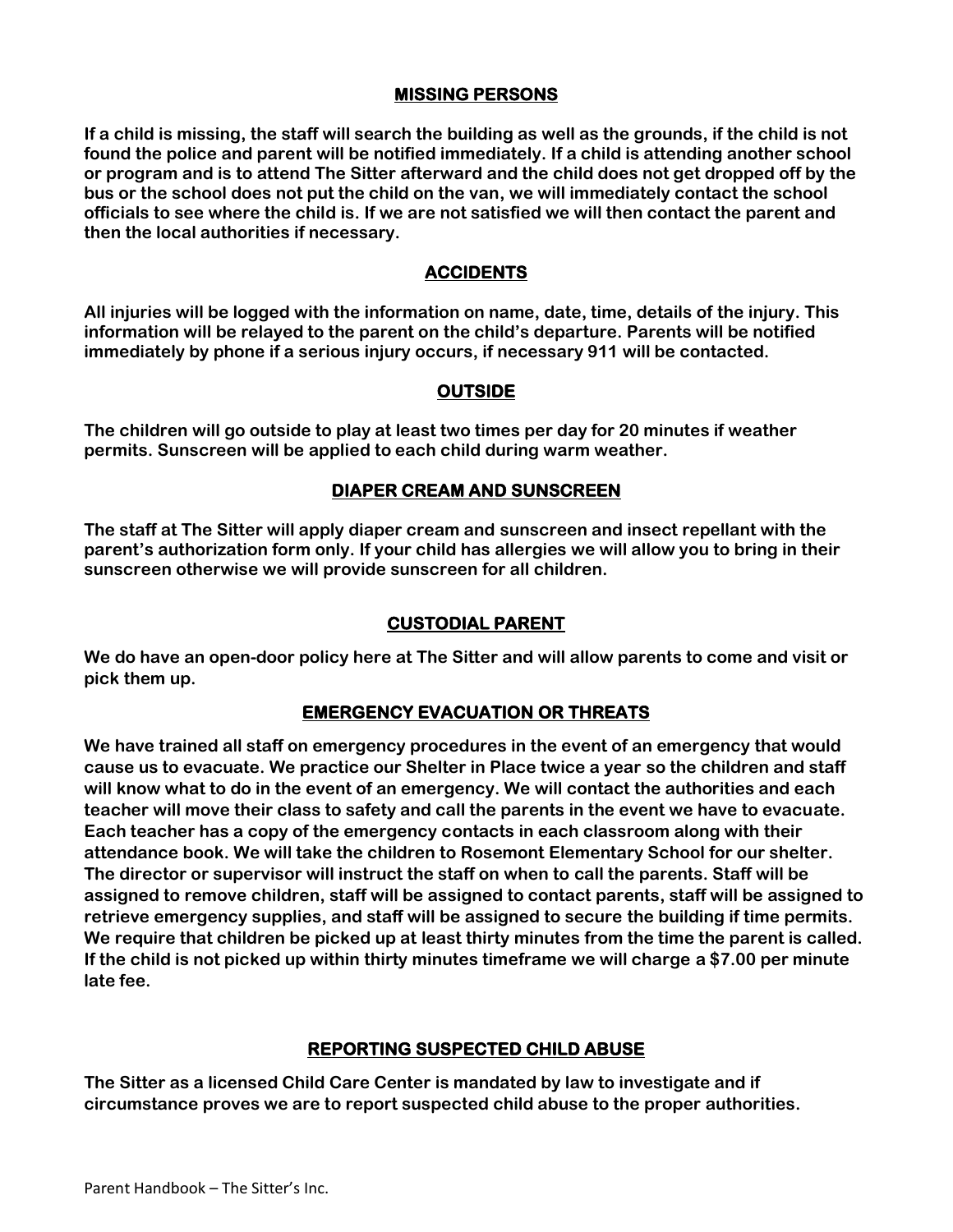## MISSING PERSONS

**If a child is missing, the staff will search the building as well as the grounds, if the child is not found the police and parent will be notified immediately. If a child is attending another school or program and is to attend The Sitter afterward and the child does not get dropped off by the bus or the school does not put the child on the van, we will immediately contact the school officials to see where the child is. If we are not satisfied we will then contact the parent and then the local authorities if necessary.**

## ACCIDENTS

**All injuries will be logged with the information on name, date, time, details of the injury. This information will be relayed to the parent on the child's departure. Parents will be notified immediately by phone if a serious injury occurs, if necessary 911 will be contacted.**

## OUTSIDE

**The children will go outside to play at least two times per day for 20 minutes if weather permits. Sunscreen will be applied to each child during warm weather.**

## DIAPER CREAM AND SUNSCREEN

**The staff at The Sitter will apply diaper cream and sunscreen and insect repellant with the parent's authorization form only. If your child has allergies we will allow you to bring in their sunscreen otherwise we will provide sunscreen for all children.**

## CUSTODIAL PARENT

**We do have an open-door policy here at The Sitter and will allow parents to come and visit or pick them up.**

## EMERGENCY EVACUATION OR THREATS

**We have trained all staff on emergency procedures in the event of an emergency that would cause us to evacuate. We practice our Shelter in Place twice a year so the children and staff will know what to do in the event of an emergency. We will contact the authorities and each teacher will move their class to safety and call the parents in the event we have to evacuate. Each teacher has a copy of the emergency contacts in each classroom along with their attendance book. We will take the children to Rosemont Elementary School for our shelter. The director or supervisor will instruct the staff on when to call the parents. Staff will be assigned to remove children, staff will be assigned to contact parents, staff will be assigned to retrieve emergency supplies, and staff will be assigned to secure the building if time permits. We require that children be picked up at least thirty minutes from the time the parent is called. If the child is not picked up within thirty minutes timeframe we will charge a $7.00 per minute late fee.**

## REPORTING SUSPECTED CHILD ABUSE

**The Sitter as a licensed Child Care Center is mandated by law to investigate and if circumstance proves we are to report suspected child abuse to the proper authorities.**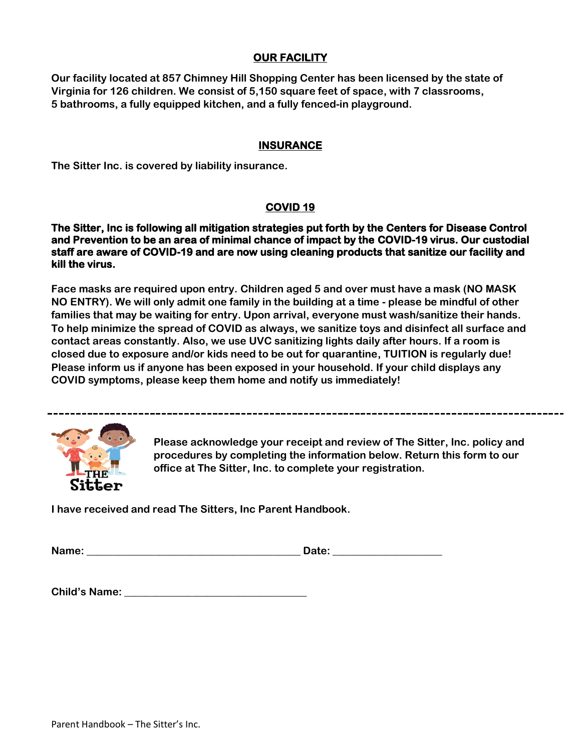## OUR FACILITY

**Our facility located at 857 Chimney Hill Shopping Center has been licensed by the state of Virginia for 126 children. We consist of 5,150 square feet of space, with 7 classrooms, 5 bathrooms, a fully equipped kitchen, and a fully fenced-in playground.**

## INSURANCE

**The Sitter Inc. is covered by liability insurance.**

## COVID 19

**The Sitter, Inc is following all mitigation strategies put forth by the Centers for Disease Control and Prevention to be an area of minimal chance of impact by the COVID-19 virus. Our custodial staff are aware of COVID-19 and are now using cleaning products that sanitize our facility and kill the virus.**

**Face masks are required upon entry. Children aged 5 and over must have a mask (NO MASK NO ENTRY). We will only admit one family in the building at a time - please be mindful of other families that may be waiting for entry. Upon arrival, everyone must wash/sanitize their hands. To help minimize the spread of COVID as always, we sanitize toys and disinfect all surface and contact areas constantly. Also, we use UVC sanitizing lights daily after hours. If a room is closed due to exposure and/or kids need to be out for quarantine, TUITION is regularly due! Please inform us if anyone has been exposed in your household. If your child displays any COVID symptoms, please keep them home and notify us immediately!**

---

THE Sitter

**Please acknowledge your receipt and review of The Sitter, Inc. policy and procedures by completing the information below. Return this form to our office at The Sitter, Inc. to complete your registration.**

**I have received and read The Sitters, Inc Parent Handbook.**

**Name:** ______________________________________ **Date:** ____________________

**Child's Name:** _________________________________